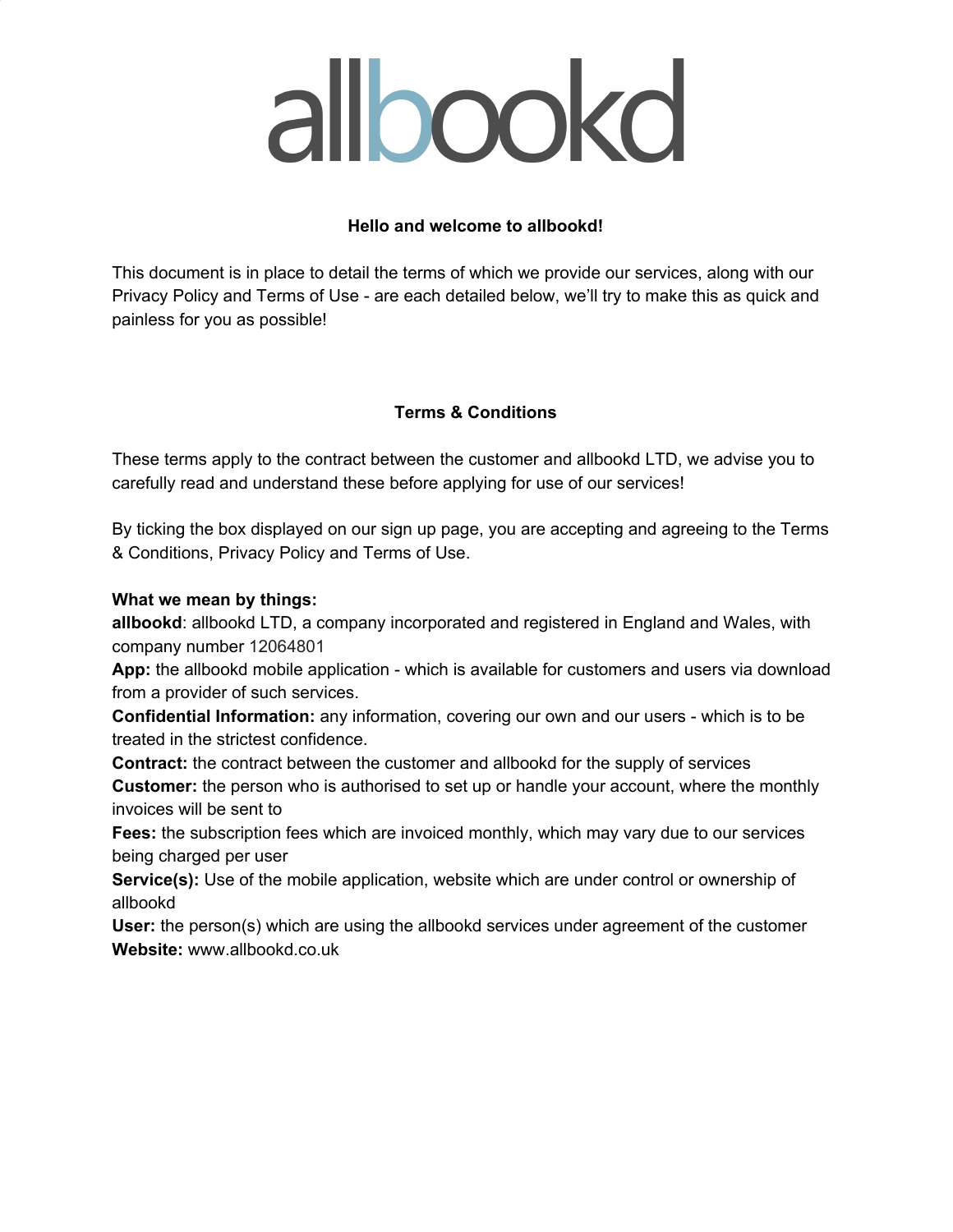# allbookd

**Hello and welcome to allbookd!**

This document is in place to detail the terms of which we provide our services, along with our Privacy Policy and Terms of Use - are each detailed below, we'll try to make this as quick and painless for you as possible!

## Terms & Conditions

These terms apply to the contract between the customer and allbookd LTD, we advise you to carefully read and understand these before applying for use of our services!

By ticking the box displayed on our sign up page, you are accepting and agreeing to the Terms & Conditions, Privacy Policy and Terms of Use.

**What we mean by things:**
**allbookd**: allbookd LTD, a company incorporated and registered in England and Wales, with company number 12064801
**App:** the allbookd mobile application - which is available for customers and users via download from a provider of such services.
**Confidential Information:** any information, covering our own and our users - which is to be treated in the strictest confidence.
**Contract:** the contract between the customer and allbookd for the supply of services
**Customer:** the person who is authorised to set up or handle your account, where the monthly invoices will be sent to
**Fees:** the subscription fees which are invoiced monthly, which may vary due to our services being charged per user
**Service(s):** Use of the mobile application, website which are under control or ownership of allbookd
**User:** the person(s) which are using the allbookd services under agreement of the customer
**Website:** www.allbookd.co.uk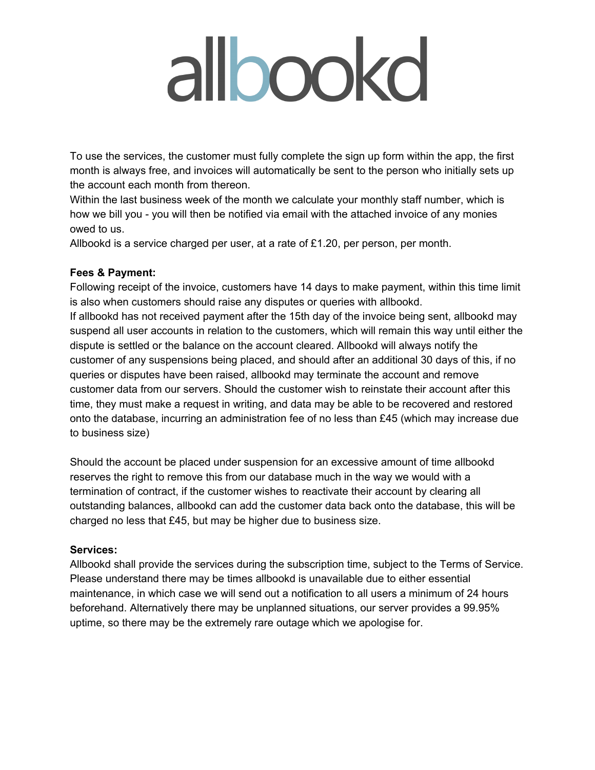# allbookd

To use the services, the customer must fully complete the sign up form within the app, the first month is always free, and invoices will automatically be sent to the person who initially sets up the account each month from thereon.
Within the last business week of the month we calculate your monthly staff number, which is how we bill you - you will then be notified via email with the attached invoice of any monies owed to us.
Allbookd is a service charged per user, at a rate of £1.20, per person, per month.

**Fees & Payment:**
Following receipt of the invoice, customers have 14 days to make payment, within this time limit is also when customers should raise any disputes or queries with allbookd.
If allbookd has not received payment after the 15th day of the invoice being sent, allbookd may suspend all user accounts in relation to the customers, which will remain this way until either the dispute is settled or the balance on the account cleared. Allbookd will always notify the customer of any suspensions being placed, and should after an additional 30 days of this, if no queries or disputes have been raised, allbookd may terminate the account and remove customer data from our servers. Should the customer wish to reinstate their account after this time, they must make a request in writing, and data may be able to be recovered and restored onto the database, incurring an administration fee of no less than £45 (which may increase due to business size)

Should the account be placed under suspension for an excessive amount of time allbookd reserves the right to remove this from our database much in the way we would with a termination of contract, if the customer wishes to reactivate their account by clearing all outstanding balances, allbookd can add the customer data back onto the database, this will be charged no less that £45, but may be higher due to business size.

**Services:**
Allbookd shall provide the services during the subscription time, subject to the Terms of Service. Please understand there may be times allbookd is unavailable due to either essential maintenance, in which case we will send out a notification to all users a minimum of 24 hours beforehand. Alternatively there may be unplanned situations, our server provides a 99.95% uptime, so there may be the extremely rare outage which we apologise for.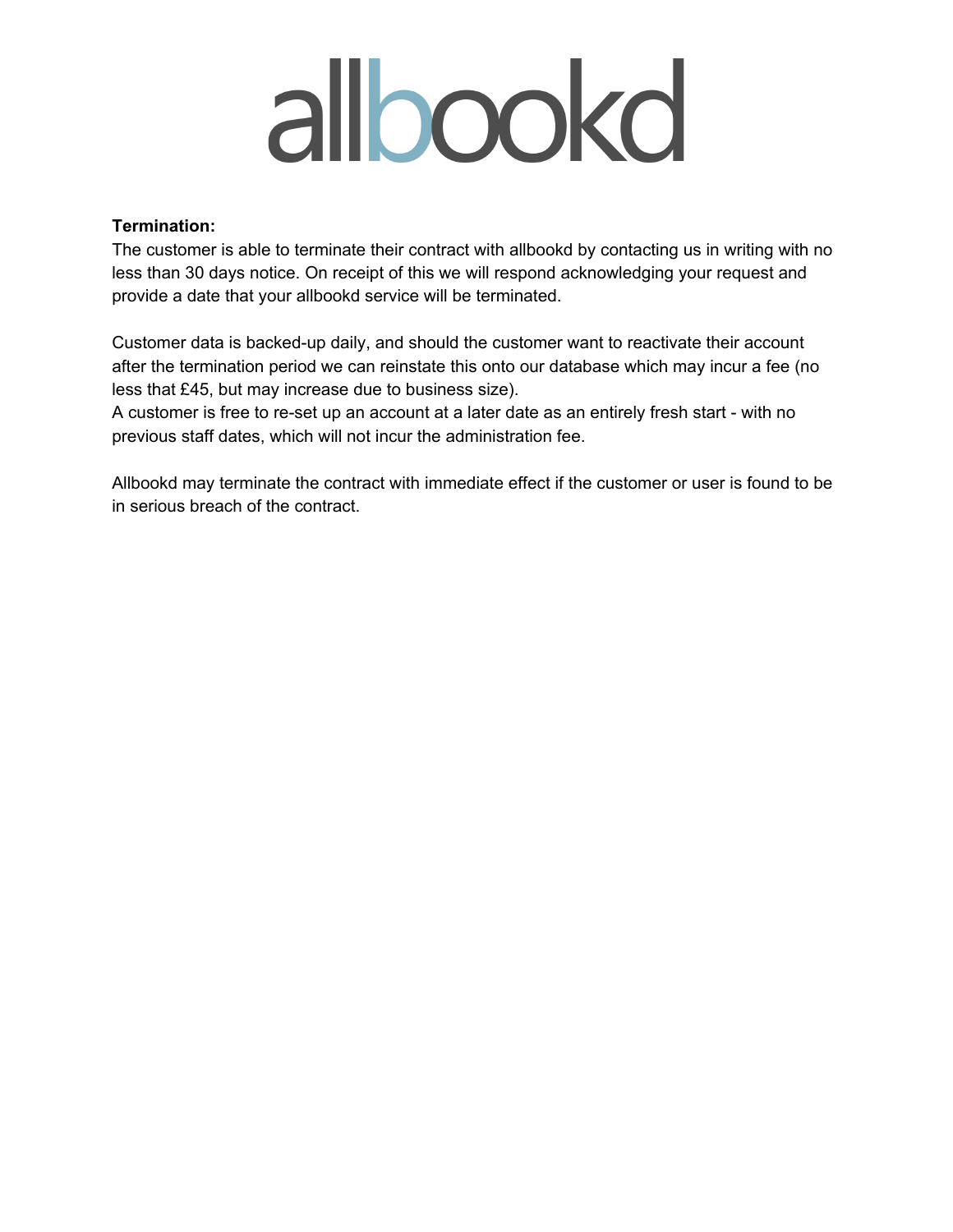**Termination:**

The customer is able to terminate their contract with allbookd by contacting us in writing with no less than 30 days notice. On receipt of this we will respond acknowledging your request and provide a date that your allbookd service will be terminated.

Customer data is backed-up daily, and should the customer want to reactivate their account after the termination period we can reinstate this onto our database which may incur a fee (no less that £45, but may increase due to business size).
A customer is free to re-set up an account at a later date as an entirely fresh start - with no previous staff dates, which will not incur the administration fee.

Allbookd may terminate the contract with immediate effect if the customer or user is found to be in serious breach of the contract.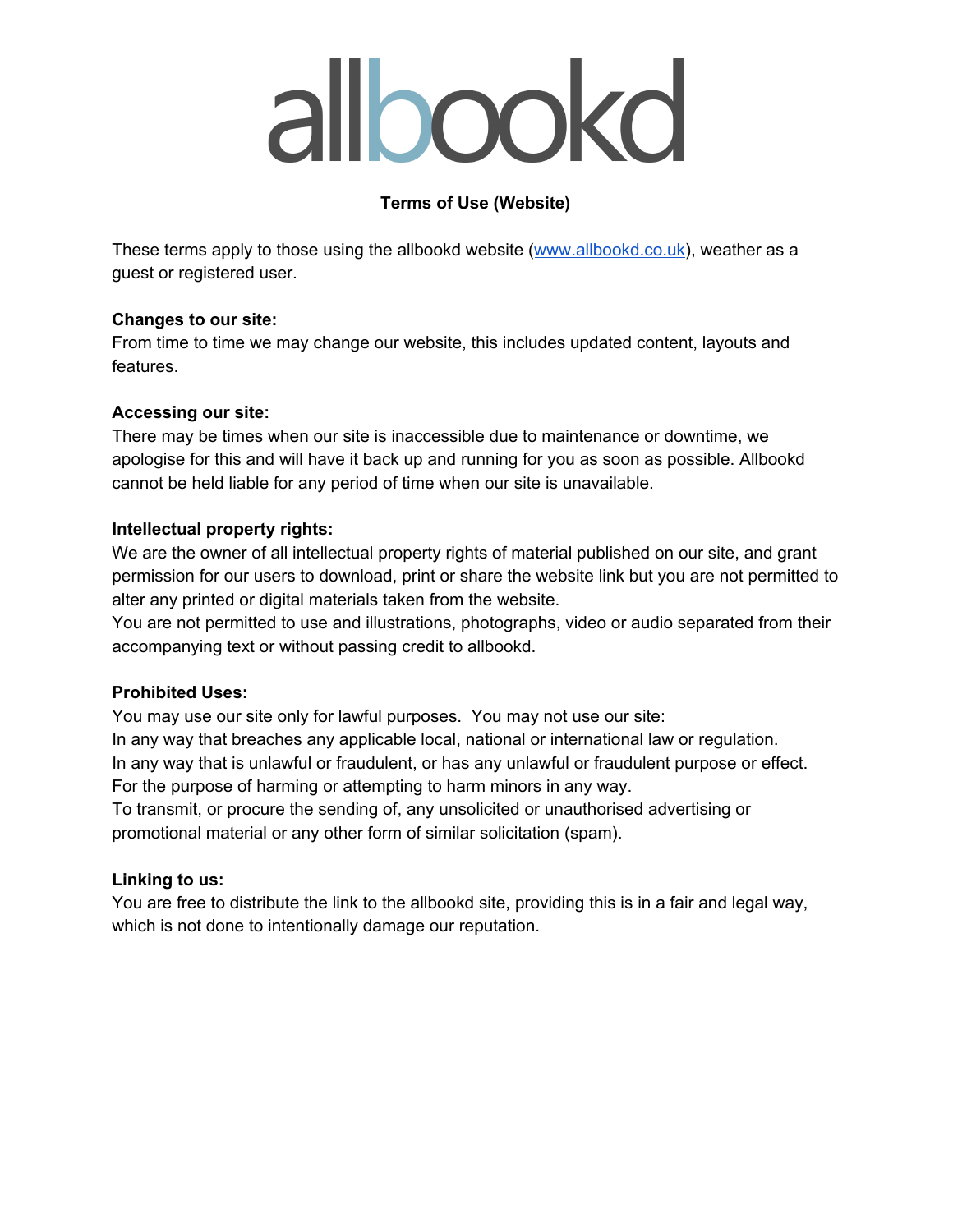# allbookd

**Terms of Use (Website)**

These terms apply to those using the allbookd website ([www.allbookd.co.uk](http://www.allbookd.co.uk)), weather as a guest or registered user.

**Changes to our site:**
From time to time we may change our website, this includes updated content, layouts and features.

**Accessing our site:**
There may be times when our site is inaccessible due to maintenance or downtime, we apologise for this and will have it back up and running for you as soon as possible. Allbookd cannot be held liable for any period of time when our site is unavailable.

**Intellectual property rights:**
We are the owner of all intellectual property rights of material published on our site, and grant permission for our users to download, print or share the website link but you are not permitted to alter any printed or digital materials taken from the website.
You are not permitted to use and illustrations, photographs, video or audio separated from their accompanying text or without passing credit to allbookd.

**Prohibited Uses:**
You may use our site only for lawful purposes. You may not use our site:
In any way that breaches any applicable local, national or international law or regulation.
In any way that is unlawful or fraudulent, or has any unlawful or fraudulent purpose or effect.
For the purpose of harming or attempting to harm minors in any way.
To transmit, or procure the sending of, any unsolicited or unauthorised advertising or promotional material or any other form of similar solicitation (spam).

**Linking to us:**
You are free to distribute the link to the allbookd site, providing this is in a fair and legal way, which is not done to intentionally damage our reputation.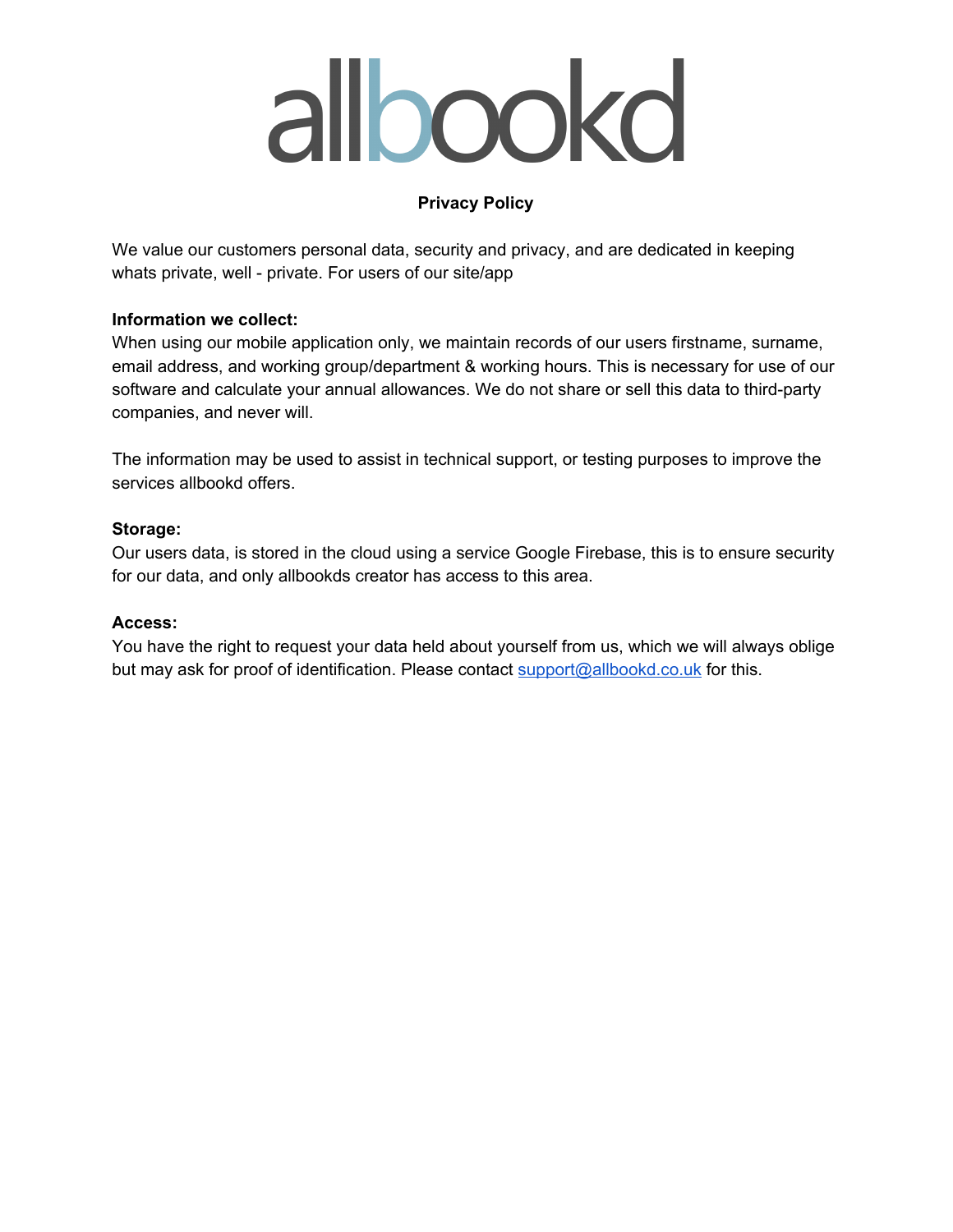allbookd

**Privacy Policy**

We value our customers personal data, security and privacy, and are dedicated in keeping whats private, well - private. For users of our site/app

**Information we collect:**
When using our mobile application only, we maintain records of our users firstname, surname, email address, and working group/department & working hours. This is necessary for use of our software and calculate your annual allowances. We do not share or sell this data to third-party companies, and never will.

The information may be used to assist in technical support, or testing purposes to improve the services allbookd offers.

**Storage:**
Our users data, is stored in the cloud using a service Google Firebase, this is to ensure security for our data, and only allbookds creator has access to this area.

**Access:**
You have the right to request your data held about yourself from us, which we will always oblige but may ask for proof of identification. Please contact support@allbookd.co.uk for this.